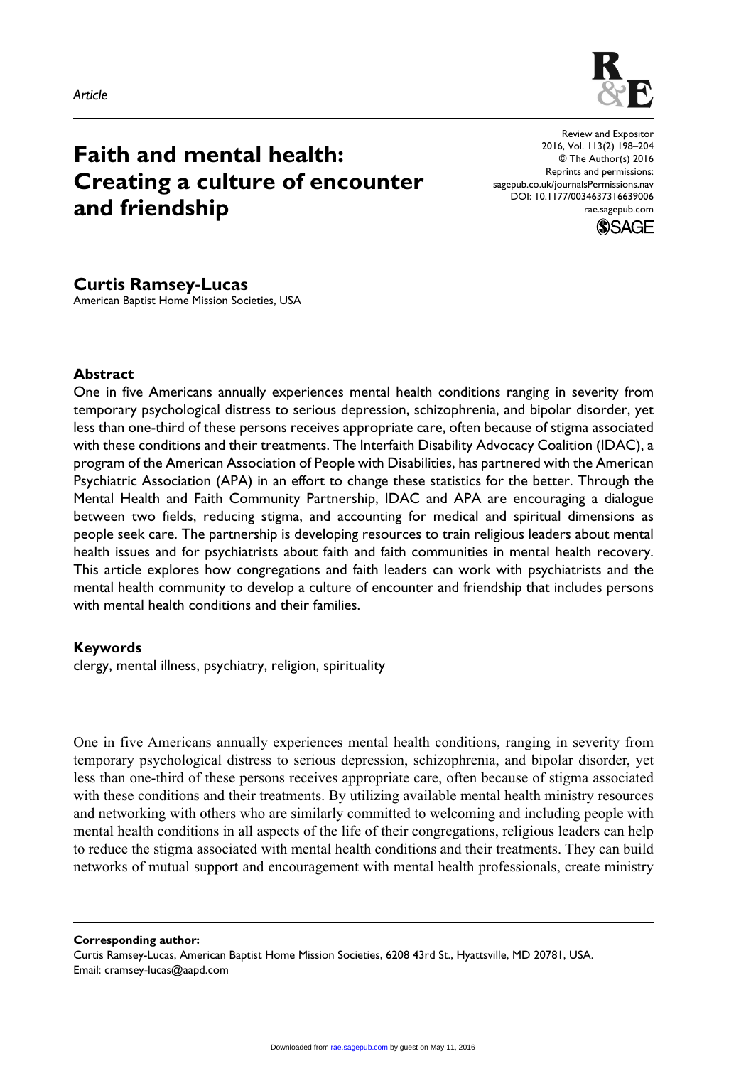*Article*

# Faith and mental health: Creating a culture of encounter and friendship

Review and Expositor
2016, Vol. 113(2) 198–204
© The Author(s) 2016
Reprints and permissions:
sagepub.co.uk/journalsPermissions.nav
DOI: 10.1177/0034637316639006
rae.sagepub.com

**Curtis Ramsey-Lucas**
American Baptist Home Mission Societies, USA

### Abstract

One in five Americans annually experiences mental health conditions ranging in severity from temporary psychological distress to serious depression, schizophrenia, and bipolar disorder, yet less than one-third of these persons receives appropriate care, often because of stigma associated with these conditions and their treatments. The Interfaith Disability Advocacy Coalition (IDAC), a program of the American Association of People with Disabilities, has partnered with the American Psychiatric Association (APA) in an effort to change these statistics for the better. Through the Mental Health and Faith Community Partnership, IDAC and APA are encouraging a dialogue between two fields, reducing stigma, and accounting for medical and spiritual dimensions as people seek care. The partnership is developing resources to train religious leaders about mental health issues and for psychiatrists about faith and faith communities in mental health recovery. This article explores how congregations and faith leaders can work with psychiatrists and the mental health community to develop a culture of encounter and friendship that includes persons with mental health conditions and their families.

### Keywords

clergy, mental illness, psychiatry, religion, spirituality

One in five Americans annually experiences mental health conditions, ranging in severity from temporary psychological distress to serious depression, schizophrenia, and bipolar disorder, yet less than one-third of these persons receives appropriate care, often because of stigma associated with these conditions and their treatments. By utilizing available mental health ministry resources and networking with others who are similarly committed to welcoming and including people with mental health conditions in all aspects of the life of their congregations, religious leaders can help to reduce the stigma associated with mental health conditions and their treatments. They can build networks of mutual support and encouragement with mental health professionals, create ministry

**Corresponding author:**
Curtis Ramsey-Lucas, American Baptist Home Mission Societies, 6208 43rd St., Hyattsville, MD 20781, USA.
Email: cramsey-lucas@aapd.com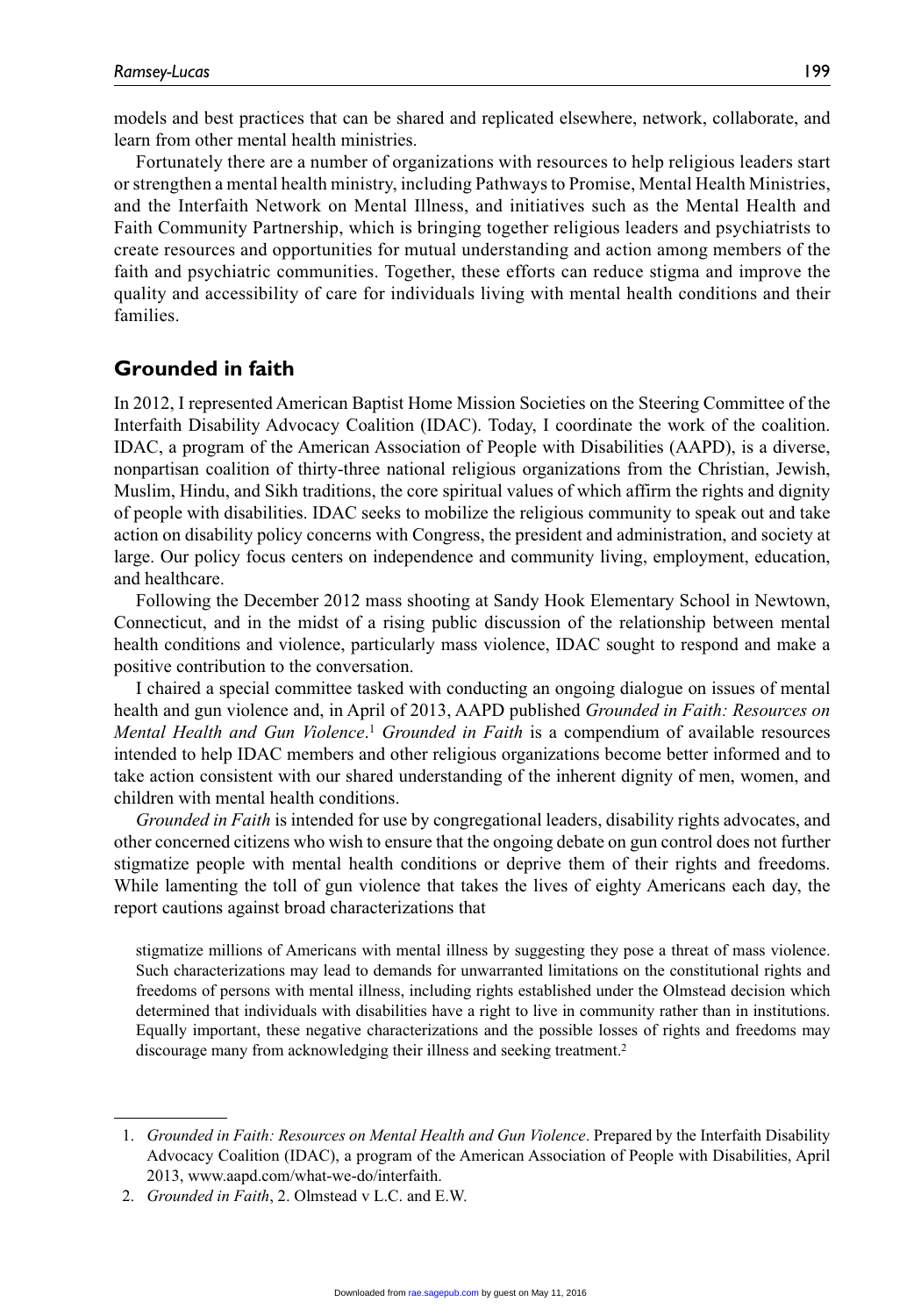models and best practices that can be shared and replicated elsewhere, network, collaborate, and learn from other mental health ministries.

Fortunately there are a number of organizations with resources to help religious leaders start or strengthen a mental health ministry, including Pathways to Promise, Mental Health Ministries, and the Interfaith Network on Mental Illness, and initiatives such as the Mental Health and Faith Community Partnership, which is bringing together religious leaders and psychiatrists to create resources and opportunities for mutual understanding and action among members of the faith and psychiatric communities. Together, these efforts can reduce stigma and improve the quality and accessibility of care for individuals living with mental health conditions and their families.

## Grounded in faith

In 2012, I represented American Baptist Home Mission Societies on the Steering Committee of the Interfaith Disability Advocacy Coalition (IDAC). Today, I coordinate the work of the coalition. IDAC, a program of the American Association of People with Disabilities (AAPD), is a diverse, nonpartisan coalition of thirty-three national religious organizations from the Christian, Jewish, Muslim, Hindu, and Sikh traditions, the core spiritual values of which affirm the rights and dignity of people with disabilities. IDAC seeks to mobilize the religious community to speak out and take action on disability policy concerns with Congress, the president and administration, and society at large. Our policy focus centers on independence and community living, employment, education, and healthcare.

Following the December 2012 mass shooting at Sandy Hook Elementary School in Newtown, Connecticut, and in the midst of a rising public discussion of the relationship between mental health conditions and violence, particularly mass violence, IDAC sought to respond and make a positive contribution to the conversation.

I chaired a special committee tasked with conducting an ongoing dialogue on issues of mental health and gun violence and, in April of 2013, AAPD published *Grounded in Faith: Resources on Mental Health and Gun Violence*.[1] *Grounded in Faith* is a compendium of available resources intended to help IDAC members and other religious organizations become better informed and to take action consistent with our shared understanding of the inherent dignity of men, women, and children with mental health conditions.

*Grounded in Faith* is intended for use by congregational leaders, disability rights advocates, and other concerned citizens who wish to ensure that the ongoing debate on gun control does not further stigmatize people with mental health conditions or deprive them of their rights and freedoms. While lamenting the toll of gun violence that takes the lives of eighty Americans each day, the report cautions against broad characterizations that

> stigmatize millions of Americans with mental illness by suggesting they pose a threat of mass violence. Such characterizations may lead to demands for unwarranted limitations on the constitutional rights and freedoms of persons with mental illness, including rights established under the Olmstead decision which determined that individuals with disabilities have a right to live in community rather than in institutions. Equally important, these negative characterizations and the possible losses of rights and freedoms may discourage many from acknowledging their illness and seeking treatment.[2]

1. *Grounded in Faith: Resources on Mental Health and Gun Violence*. Prepared by the Interfaith Disability Advocacy Coalition (IDAC), a program of the American Association of People with Disabilities, April 2013, www.aapd.com/what-we-do/interfaith.
2. *Grounded in Faith*, 2. Olmstead v L.C. and E.W.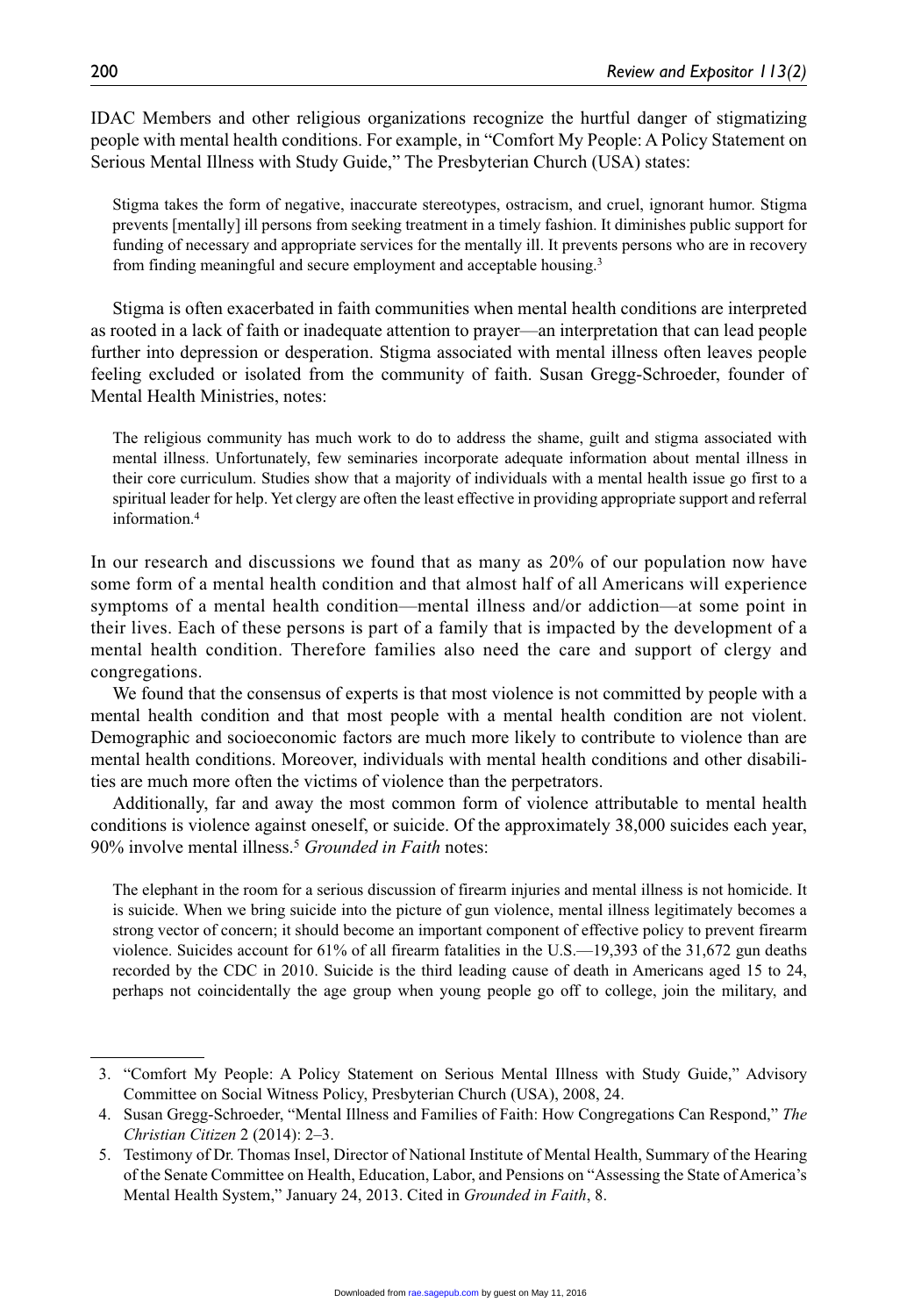IDAC Members and other religious organizations recognize the hurtful danger of stigmatizing people with mental health conditions. For example, in "Comfort My People: A Policy Statement on Serious Mental Illness with Study Guide," The Presbyterian Church (USA) states:

> Stigma takes the form of negative, inaccurate stereotypes, ostracism, and cruel, ignorant humor. Stigma prevents [mentally] ill persons from seeking treatment in a timely fashion. It diminishes public support for funding of necessary and appropriate services for the mentally ill. It prevents persons who are in recovery from finding meaningful and secure employment and acceptable housing.[3]

Stigma is often exacerbated in faith communities when mental health conditions are interpreted as rooted in a lack of faith or inadequate attention to prayer—an interpretation that can lead people further into depression or desperation. Stigma associated with mental illness often leaves people feeling excluded or isolated from the community of faith. Susan Gregg-Schroeder, founder of Mental Health Ministries, notes:

> The religious community has much work to do to address the shame, guilt and stigma associated with mental illness. Unfortunately, few seminaries incorporate adequate information about mental illness in their core curriculum. Studies show that a majority of individuals with a mental health issue go first to a spiritual leader for help. Yet clergy are often the least effective in providing appropriate support and referral information.[4]

In our research and discussions we found that as many as 20% of our population now have some form of a mental health condition and that almost half of all Americans will experience symptoms of a mental health condition—mental illness and/or addiction—at some point in their lives. Each of these persons is part of a family that is impacted by the development of a mental health condition. Therefore families also need the care and support of clergy and congregations.

We found that the consensus of experts is that most violence is not committed by people with a mental health condition and that most people with a mental health condition are not violent. Demographic and socioeconomic factors are much more likely to contribute to violence than are mental health conditions. Moreover, individuals with mental health conditions and other disabilities are much more often the victims of violence than the perpetrators.

Additionally, far and away the most common form of violence attributable to mental health conditions is violence against oneself, or suicide. Of the approximately 38,000 suicides each year, 90% involve mental illness.[5] *Grounded in Faith* notes:

> The elephant in the room for a serious discussion of firearm injuries and mental illness is not homicide. It is suicide. When we bring suicide into the picture of gun violence, mental illness legitimately becomes a strong vector of concern; it should become an important component of effective policy to prevent firearm violence. Suicides account for 61% of all firearm fatalities in the U.S.—19,393 of the 31,672 gun deaths recorded by the CDC in 2010. Suicide is the third leading cause of death in Americans aged 15 to 24, perhaps not coincidentally the age group when young people go off to college, join the military, and

---

3. "Comfort My People: A Policy Statement on Serious Mental Illness with Study Guide," Advisory Committee on Social Witness Policy, Presbyterian Church (USA), 2008, 24.
4. Susan Gregg-Schroeder, "Mental Illness and Families of Faith: How Congregations Can Respond," *The Christian Citizen* 2 (2014): 2–3.
5. Testimony of Dr. Thomas Insel, Director of National Institute of Mental Health, Summary of the Hearing of the Senate Committee on Health, Education, Labor, and Pensions on "Assessing the State of America's Mental Health System," January 24, 2013. Cited in *Grounded in Faith*, 8.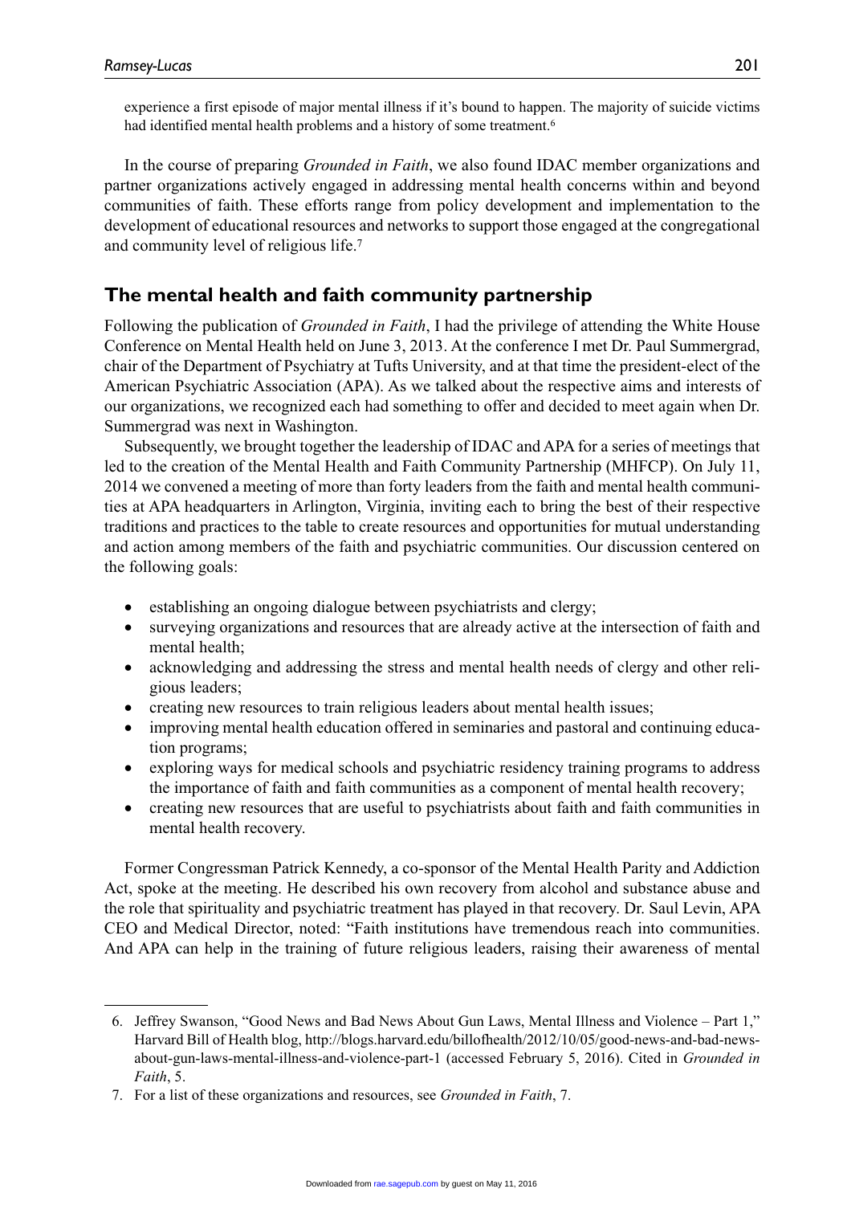experience a first episode of major mental illness if it's bound to happen. The majority of suicide victims had identified mental health problems and a history of some treatment.[6]

In the course of preparing *Grounded in Faith*, we also found IDAC member organizations and partner organizations actively engaged in addressing mental health concerns within and beyond communities of faith. These efforts range from policy development and implementation to the development of educational resources and networks to support those engaged at the congregational and community level of religious life.[7]

## The mental health and faith community partnership

Following the publication of *Grounded in Faith*, I had the privilege of attending the White House Conference on Mental Health held on June 3, 2013. At the conference I met Dr. Paul Summergrad, chair of the Department of Psychiatry at Tufts University, and at that time the president-elect of the American Psychiatric Association (APA). As we talked about the respective aims and interests of our organizations, we recognized each had something to offer and decided to meet again when Dr. Summergrad was next in Washington.

Subsequently, we brought together the leadership of IDAC and APA for a series of meetings that led to the creation of the Mental Health and Faith Community Partnership (MHFCP). On July 11, 2014 we convened a meeting of more than forty leaders from the faith and mental health communities at APA headquarters in Arlington, Virginia, inviting each to bring the best of their respective traditions and practices to the table to create resources and opportunities for mutual understanding and action among members of the faith and psychiatric communities. Our discussion centered on the following goals:

- establishing an ongoing dialogue between psychiatrists and clergy;
- surveying organizations and resources that are already active at the intersection of faith and mental health;
- acknowledging and addressing the stress and mental health needs of clergy and other religious leaders;
- creating new resources to train religious leaders about mental health issues;
- improving mental health education offered in seminaries and pastoral and continuing education programs;
- exploring ways for medical schools and psychiatric residency training programs to address the importance of faith and faith communities as a component of mental health recovery;
- creating new resources that are useful to psychiatrists about faith and faith communities in mental health recovery.

Former Congressman Patrick Kennedy, a co-sponsor of the Mental Health Parity and Addiction Act, spoke at the meeting. He described his own recovery from alcohol and substance abuse and the role that spirituality and psychiatric treatment has played in that recovery. Dr. Saul Levin, APA CEO and Medical Director, noted: "Faith institutions have tremendous reach into communities. And APA can help in the training of future religious leaders, raising their awareness of mental

6. Jeffrey Swanson, "Good News and Bad News About Gun Laws, Mental Illness and Violence – Part 1," Harvard Bill of Health blog, http://blogs.harvard.edu/billofhealth/2012/10/05/good-news-and-bad-news-about-gun-laws-mental-illness-and-violence-part-1 (accessed February 5, 2016). Cited in *Grounded in Faith*, 5.
7. For a list of these organizations and resources, see *Grounded in Faith*, 7.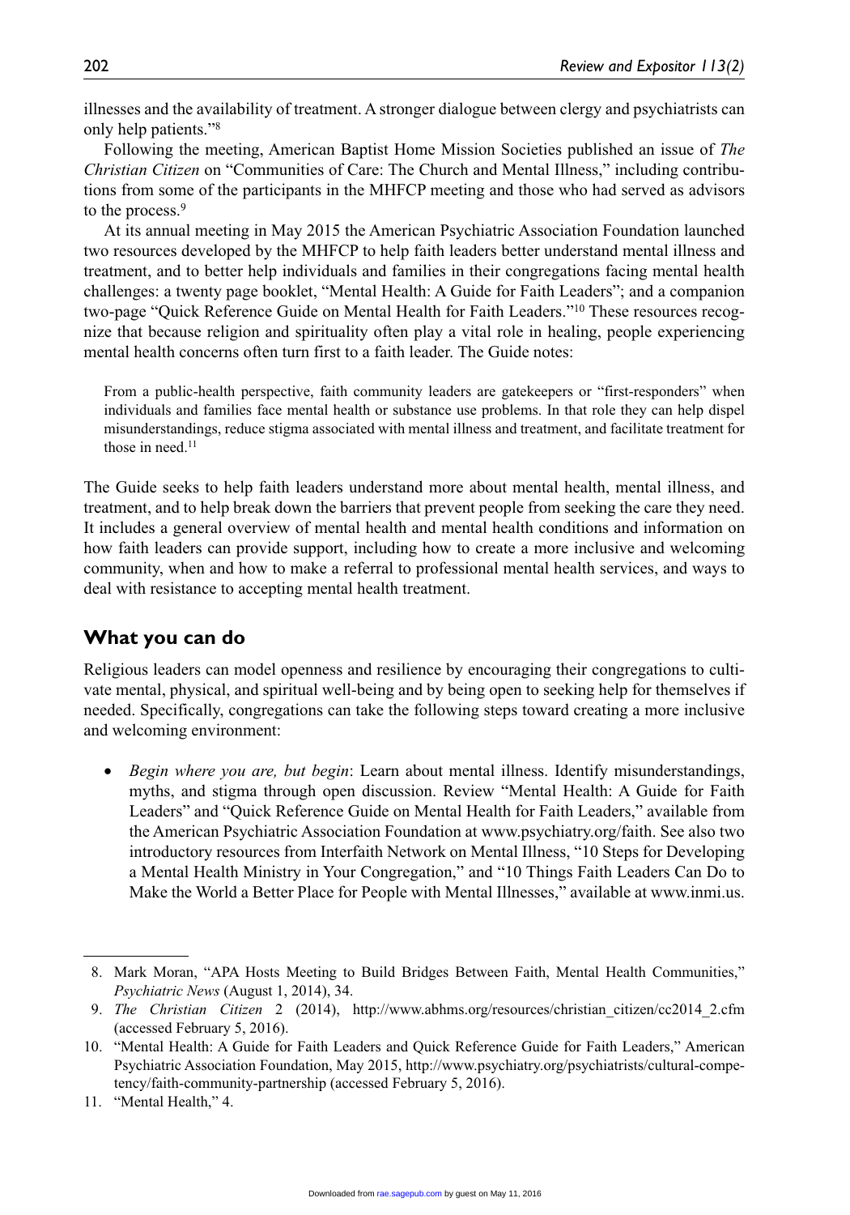illnesses and the availability of treatment. A stronger dialogue between clergy and psychiatrists can only help patients."[8]

Following the meeting, American Baptist Home Mission Societies published an issue of *The Christian Citizen* on "Communities of Care: The Church and Mental Illness," including contributions from some of the participants in the MHFCP meeting and those who had served as advisors to the process.[9]

At its annual meeting in May 2015 the American Psychiatric Association Foundation launched two resources developed by the MHFCP to help faith leaders better understand mental illness and treatment, and to better help individuals and families in their congregations facing mental health challenges: a twenty page booklet, "Mental Health: A Guide for Faith Leaders"; and a companion two-page "Quick Reference Guide on Mental Health for Faith Leaders."[10] These resources recognize that because religion and spirituality often play a vital role in healing, people experiencing mental health concerns often turn first to a faith leader. The Guide notes:

> From a public-health perspective, faith community leaders are gatekeepers or "first-responders" when individuals and families face mental health or substance use problems. In that role they can help dispel misunderstandings, reduce stigma associated with mental illness and treatment, and facilitate treatment for those in need.[11]

The Guide seeks to help faith leaders understand more about mental health, mental illness, and treatment, and to help break down the barriers that prevent people from seeking the care they need. It includes a general overview of mental health and mental health conditions and information on how faith leaders can provide support, including how to create a more inclusive and welcoming community, when and how to make a referral to professional mental health services, and ways to deal with resistance to accepting mental health treatment.

## What you can do

Religious leaders can model openness and resilience by encouraging their congregations to cultivate mental, physical, and spiritual well-being and by being open to seeking help for themselves if needed. Specifically, congregations can take the following steps toward creating a more inclusive and welcoming environment:

- *Begin where you are, but begin*: Learn about mental illness. Identify misunderstandings, myths, and stigma through open discussion. Review "Mental Health: A Guide for Faith Leaders" and "Quick Reference Guide on Mental Health for Faith Leaders," available from the American Psychiatric Association Foundation at www.psychiatry.org/faith. See also two introductory resources from Interfaith Network on Mental Illness, "10 Steps for Developing a Mental Health Ministry in Your Congregation," and "10 Things Faith Leaders Can Do to Make the World a Better Place for People with Mental Illnesses," available at www.inmi.us.

---

8. Mark Moran, "APA Hosts Meeting to Build Bridges Between Faith, Mental Health Communities," *Psychiatric News* (August 1, 2014), 34.
9. *The Christian Citizen* 2 (2014), http://www.abhms.org/resources/christian_citizen/cc2014_2.cfm (accessed February 5, 2016).
10. "Mental Health: A Guide for Faith Leaders and Quick Reference Guide for Faith Leaders," American Psychiatric Association Foundation, May 2015, http://www.psychiatry.org/psychiatrists/cultural-competency/faith-community-partnership (accessed February 5, 2016).
11. "Mental Health," 4.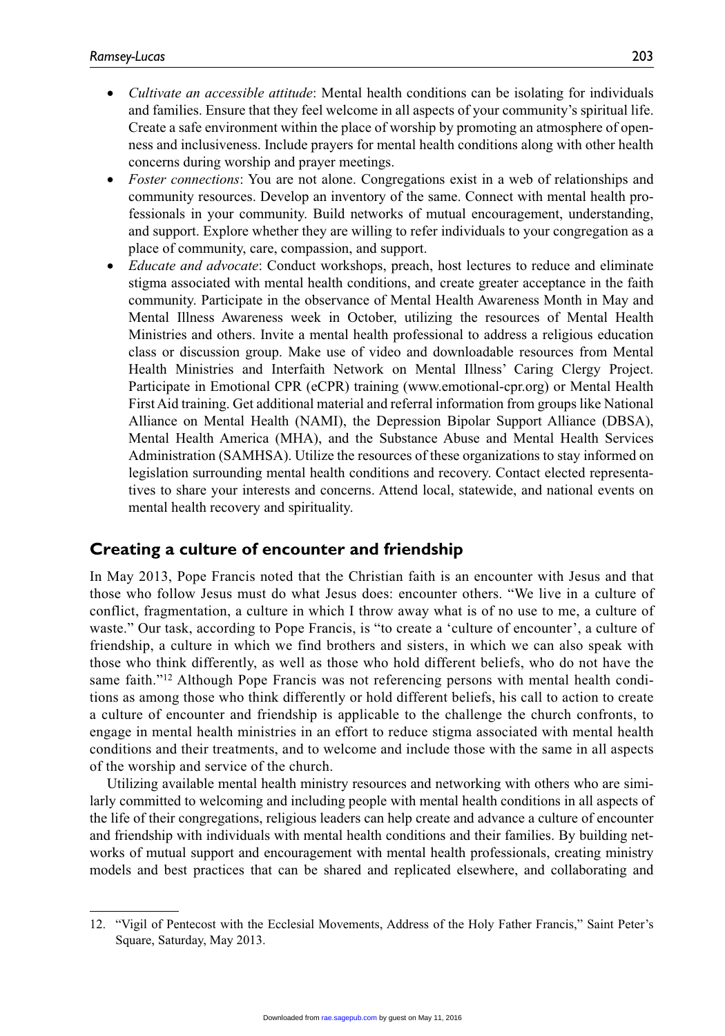- *Cultivate an accessible attitude*: Mental health conditions can be isolating for individuals and families. Ensure that they feel welcome in all aspects of your community's spiritual life. Create a safe environment within the place of worship by promoting an atmosphere of openness and inclusiveness. Include prayers for mental health conditions along with other health concerns during worship and prayer meetings.
- *Foster connections*: You are not alone. Congregations exist in a web of relationships and community resources. Develop an inventory of the same. Connect with mental health professionals in your community. Build networks of mutual encouragement, understanding, and support. Explore whether they are willing to refer individuals to your congregation as a place of community, care, compassion, and support.
- *Educate and advocate*: Conduct workshops, preach, host lectures to reduce and eliminate stigma associated with mental health conditions, and create greater acceptance in the faith community. Participate in the observance of Mental Health Awareness Month in May and Mental Illness Awareness week in October, utilizing the resources of Mental Health Ministries and others. Invite a mental health professional to address a religious education class or discussion group. Make use of video and downloadable resources from Mental Health Ministries and Interfaith Network on Mental Illness' Caring Clergy Project. Participate in Emotional CPR (eCPR) training (www.emotional-cpr.org) or Mental Health First Aid training. Get additional material and referral information from groups like National Alliance on Mental Health (NAMI), the Depression Bipolar Support Alliance (DBSA), Mental Health America (MHA), and the Substance Abuse and Mental Health Services Administration (SAMHSA). Utilize the resources of these organizations to stay informed on legislation surrounding mental health conditions and recovery. Contact elected representatives to share your interests and concerns. Attend local, statewide, and national events on mental health recovery and spirituality.

## Creating a culture of encounter and friendship

In May 2013, Pope Francis noted that the Christian faith is an encounter with Jesus and that those who follow Jesus must do what Jesus does: encounter others. "We live in a culture of conflict, fragmentation, a culture in which I throw away what is of no use to me, a culture of waste." Our task, according to Pope Francis, is "to create a 'culture of encounter', a culture of friendship, a culture in which we find brothers and sisters, in which we can also speak with those who think differently, as well as those who hold different beliefs, who do not have the same faith."[12] Although Pope Francis was not referencing persons with mental health conditions as among those who think differently or hold different beliefs, his call to action to create a culture of encounter and friendship is applicable to the challenge the church confronts, to engage in mental health ministries in an effort to reduce stigma associated with mental health conditions and their treatments, and to welcome and include those with the same in all aspects of the worship and service of the church.

Utilizing available mental health ministry resources and networking with others who are similarly committed to welcoming and including people with mental health conditions in all aspects of the life of their congregations, religious leaders can help create and advance a culture of encounter and friendship with individuals with mental health conditions and their families. By building networks of mutual support and encouragement with mental health professionals, creating ministry models and best practices that can be shared and replicated elsewhere, and collaborating and

12. "Vigil of Pentecost with the Ecclesial Movements, Address of the Holy Father Francis," Saint Peter's Square, Saturday, May 2013.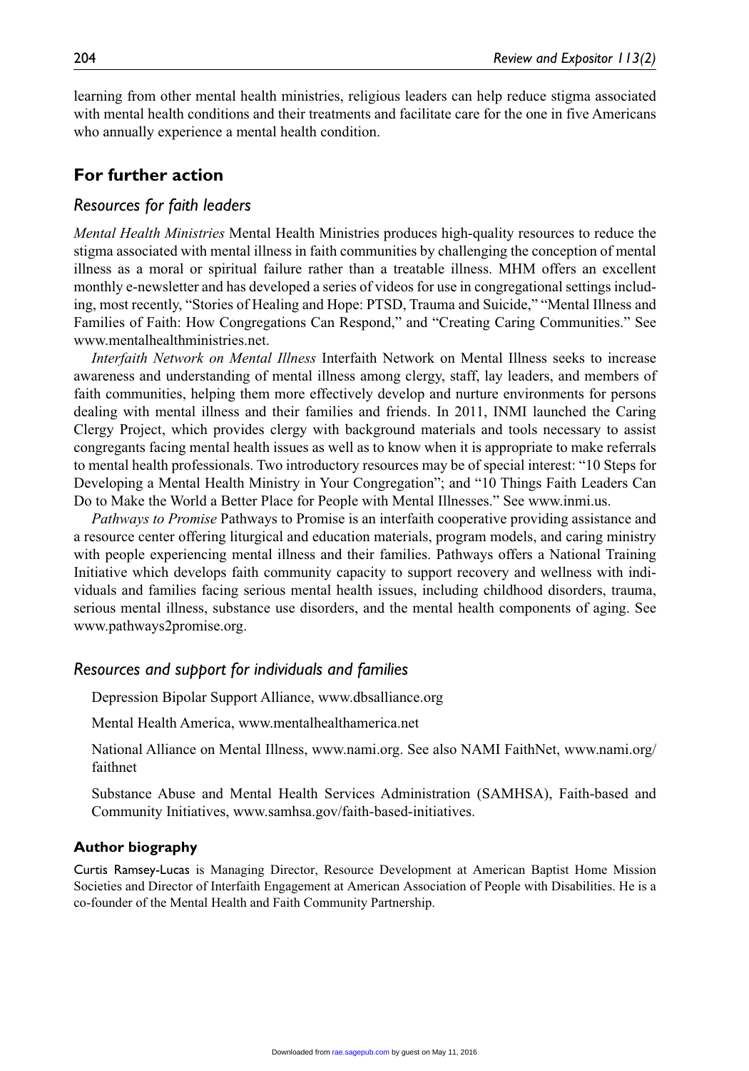learning from other mental health ministries, religious leaders can help reduce stigma associated with mental health conditions and their treatments and facilitate care for the one in five Americans who annually experience a mental health condition.

## For further action

### *Resources for faith leaders*

*Mental Health Ministries* Mental Health Ministries produces high-quality resources to reduce the stigma associated with mental illness in faith communities by challenging the conception of mental illness as a moral or spiritual failure rather than a treatable illness. MHM offers an excellent monthly e-newsletter and has developed a series of videos for use in congregational settings including, most recently, "Stories of Healing and Hope: PTSD, Trauma and Suicide," "Mental Illness and Families of Faith: How Congregations Can Respond," and "Creating Caring Communities." See www.mentalhealthministries.net.

*Interfaith Network on Mental Illness* Interfaith Network on Mental Illness seeks to increase awareness and understanding of mental illness among clergy, staff, lay leaders, and members of faith communities, helping them more effectively develop and nurture environments for persons dealing with mental illness and their families and friends. In 2011, INMI launched the Caring Clergy Project, which provides clergy with background materials and tools necessary to assist congregants facing mental health issues as well as to know when it is appropriate to make referrals to mental health professionals. Two introductory resources may be of special interest: "10 Steps for Developing a Mental Health Ministry in Your Congregation"; and "10 Things Faith Leaders Can Do to Make the World a Better Place for People with Mental Illnesses." See www.inmi.us.

*Pathways to Promise* Pathways to Promise is an interfaith cooperative providing assistance and a resource center offering liturgical and education materials, program models, and caring ministry with people experiencing mental illness and their families. Pathways offers a National Training Initiative which develops faith community capacity to support recovery and wellness with individuals and families facing serious mental health issues, including childhood disorders, trauma, serious mental illness, substance use disorders, and the mental health components of aging. See www.pathways2promise.org.

### *Resources and support for individuals and families*

Depression Bipolar Support Alliance, www.dbsalliance.org

Mental Health America, www.mentalhealthamerica.net

National Alliance on Mental Illness, www.nami.org. See also NAMI FaithNet, www.nami.org/faithnet

Substance Abuse and Mental Health Services Administration (SAMHSA), Faith-based and Community Initiatives, www.samhsa.gov/faith-based-initiatives.

#### Author biography

Curtis Ramsey-Lucas is Managing Director, Resource Development at American Baptist Home Mission Societies and Director of Interfaith Engagement at American Association of People with Disabilities. He is a co-founder of the Mental Health and Faith Community Partnership.